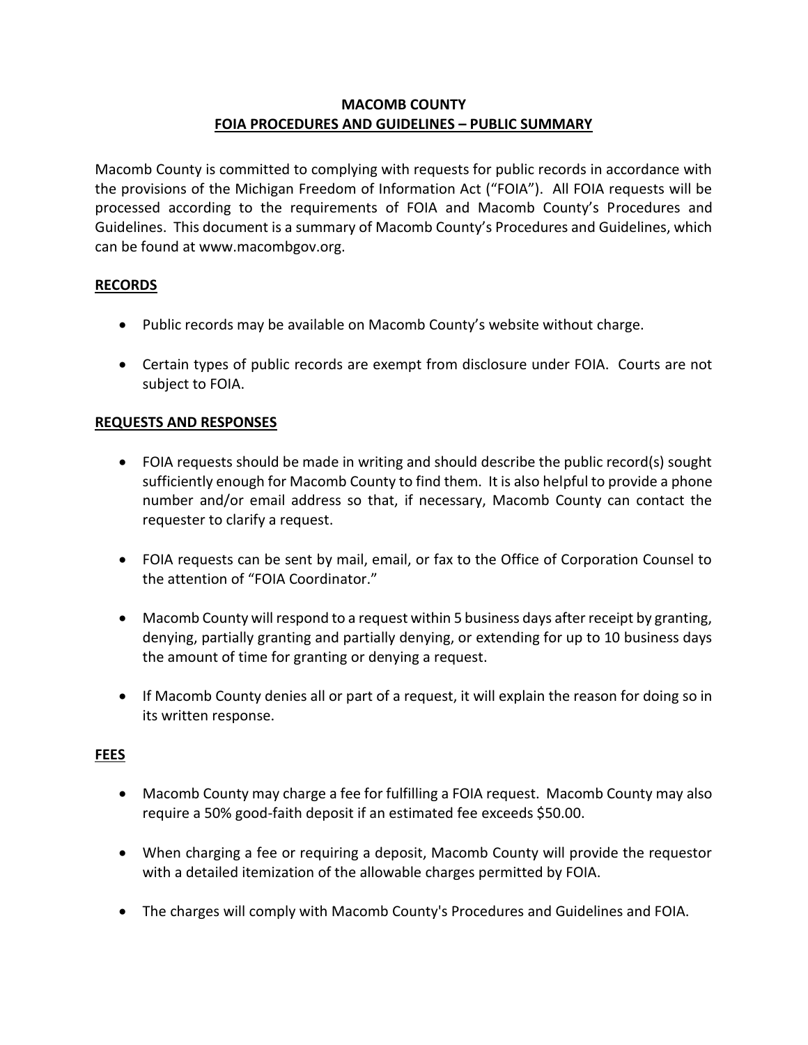# MACOMB COUNTY

## FOIA PROCEDURES AND GUIDELINES – PUBLIC SUMMARY

Macomb County is committed to complying with requests for public records in accordance with the provisions of the Michigan Freedom of Information Act ("FOIA"). All FOIA requests will be processed according to the requirements of FOIA and Macomb County's Procedures and Guidelines. This document is a summary of Macomb County's Procedures and Guidelines, which can be found at www.macombgov.org.

### RECORDS

- Public records may be available on Macomb County's website without charge.
- Certain types of public records are exempt from disclosure under FOIA. Courts are not subject to FOIA.

### REQUESTS AND RESPONSES

- FOIA requests should be made in writing and should describe the public record(s) sought sufficiently enough for Macomb County to find them. It is also helpful to provide a phone number and/or email address so that, if necessary, Macomb County can contact the requester to clarify a request.
- FOIA requests can be sent by mail, email, or fax to the Office of Corporation Counsel to the attention of "FOIA Coordinator."
- Macomb County will respond to a request within 5 business days after receipt by granting, denying, partially granting and partially denying, or extending for up to 10 business days the amount of time for granting or denying a request.
- If Macomb County denies all or part of a request, it will explain the reason for doing so in its written response.

### FEES

- Macomb County may charge a fee for fulfilling a FOIA request. Macomb County may also require a 50% good-faith deposit if an estimated fee exceeds $50.00.
- When charging a fee or requiring a deposit, Macomb County will provide the requestor with a detailed itemization of the allowable charges permitted by FOIA.
- The charges will comply with Macomb County's Procedures and Guidelines and FOIA.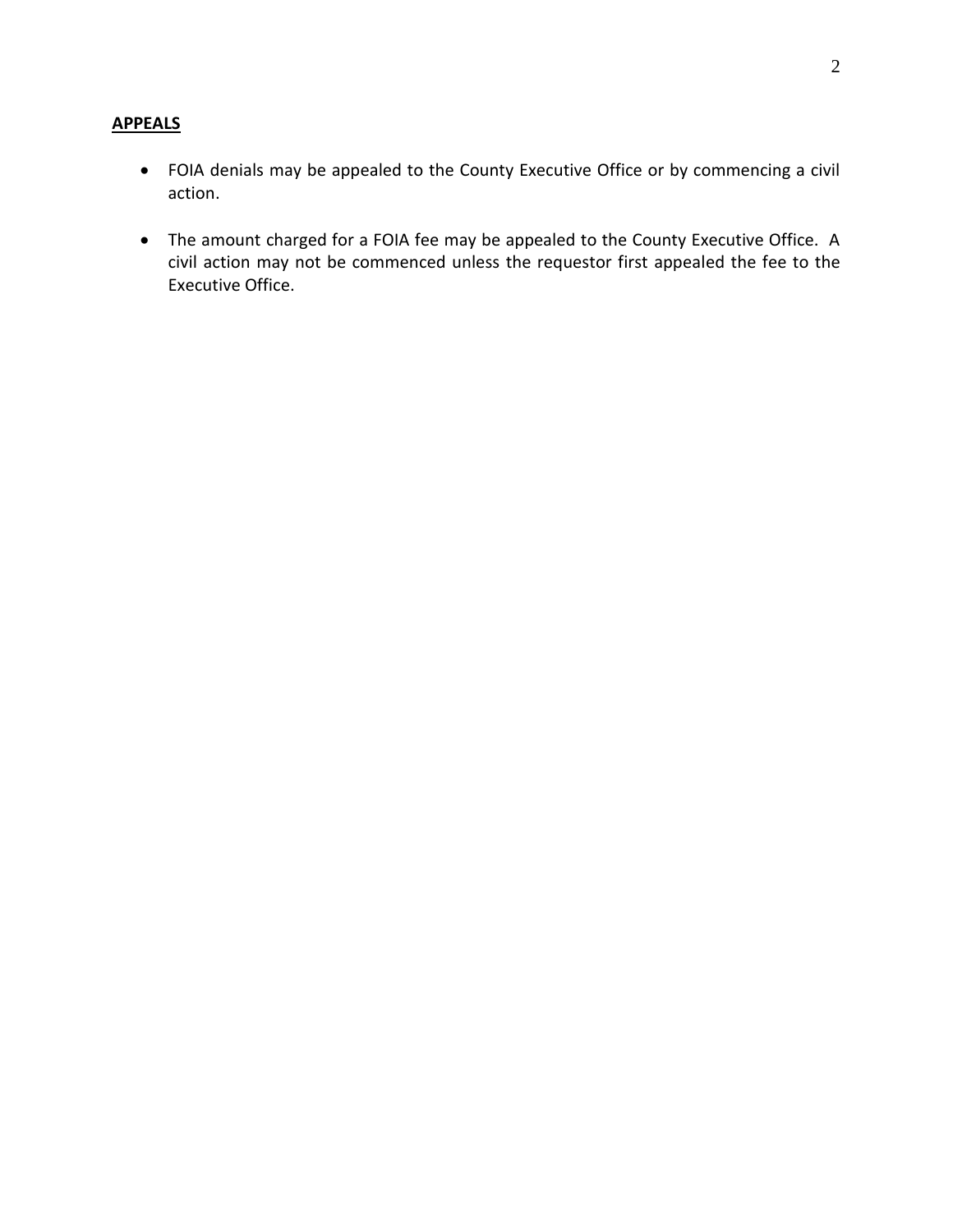**APPEALS**

- FOIA denials may be appealed to the County Executive Office or by commencing a civil action.

- The amount charged for a FOIA fee may be appealed to the County Executive Office. A civil action may not be commenced unless the requestor first appealed the fee to the Executive Office.